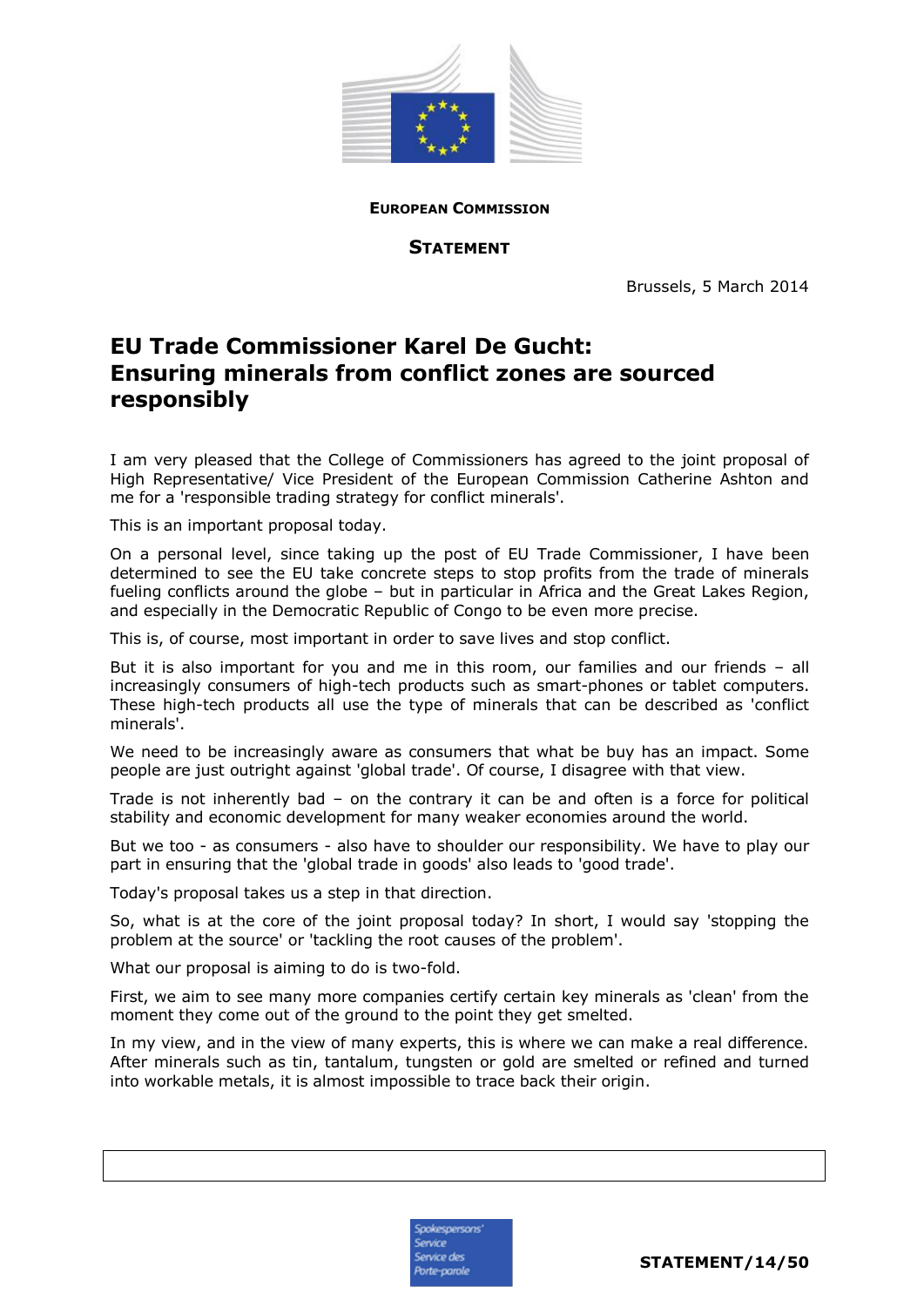**EUROPEAN COMMISSION**

**STATEMENT**

Brussels, 5 March 2014

# EU Trade Commissioner Karel De Gucht: Ensuring minerals from conflict zones are sourced responsibly

I am very pleased that the College of Commissioners has agreed to the joint proposal of High Representative/ Vice President of the European Commission Catherine Ashton and me for a 'responsible trading strategy for conflict minerals'.

This is an important proposal today.

On a personal level, since taking up the post of EU Trade Commissioner, I have been determined to see the EU take concrete steps to stop profits from the trade of minerals fueling conflicts around the globe – but in particular in Africa and the Great Lakes Region, and especially in the Democratic Republic of Congo to be even more precise.

This is, of course, most important in order to save lives and stop conflict.

But it is also important for you and me in this room, our families and our friends – all increasingly consumers of high-tech products such as smart-phones or tablet computers. These high-tech products all use the type of minerals that can be described as 'conflict minerals'.

We need to be increasingly aware as consumers that what be buy has an impact. Some people are just outright against 'global trade'. Of course, I disagree with that view.

Trade is not inherently bad – on the contrary it can be and often is a force for political stability and economic development for many weaker economies around the world.

But we too - as consumers - also have to shoulder our responsibility. We have to play our part in ensuring that the 'global trade in goods' also leads to 'good trade'.

Today's proposal takes us a step in that direction.

So, what is at the core of the joint proposal today? In short, I would say 'stopping the problem at the source' or 'tackling the root causes of the problem'.

What our proposal is aiming to do is two-fold.

First, we aim to see many more companies certify certain key minerals as 'clean' from the moment they come out of the ground to the point they get smelted.

In my view, and in the view of many experts, this is where we can make a real difference. After minerals such as tin, tantalum, tungsten or gold are smelted or refined and turned into workable metals, it is almost impossible to trace back their origin.

STATEMENT/14/50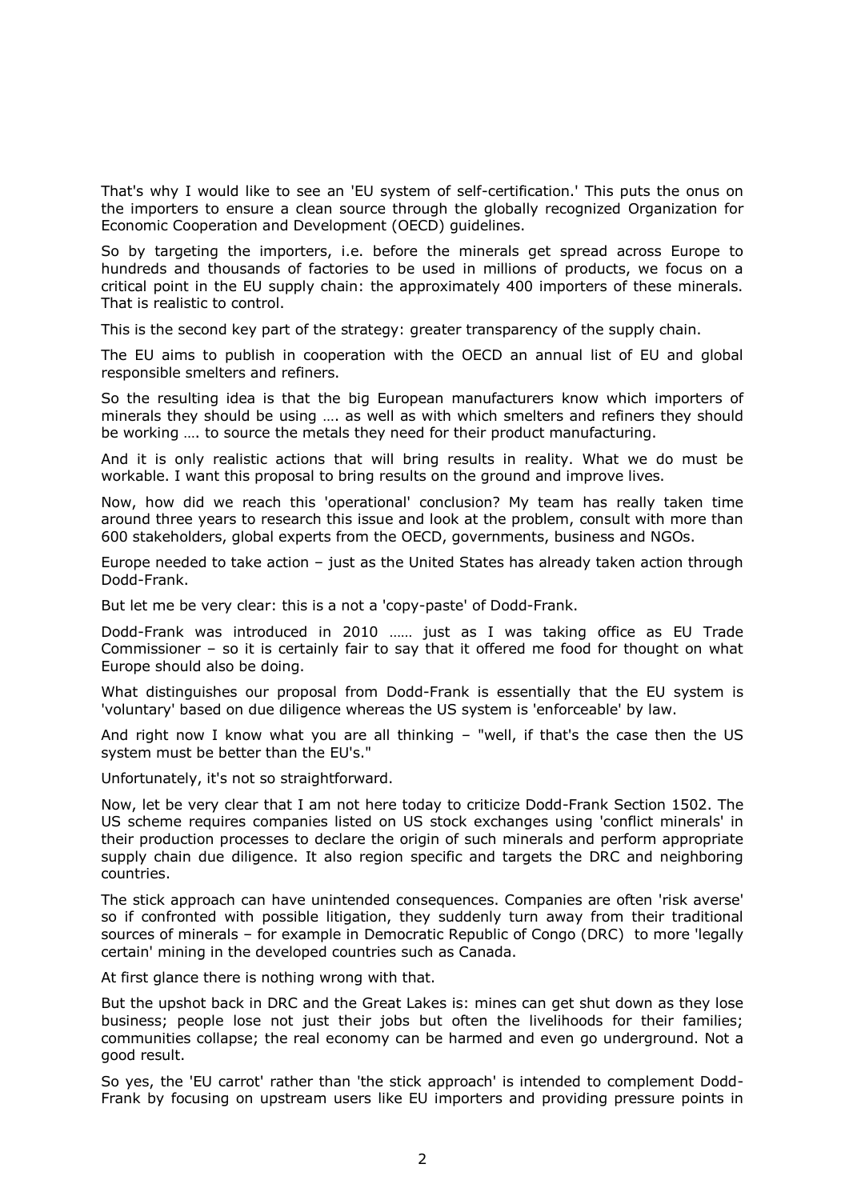That's why I would like to see an 'EU system of self-certification.' This puts the onus on the importers to ensure a clean source through the globally recognized Organization for Economic Cooperation and Development (OECD) guidelines.

So by targeting the importers, i.e. before the minerals get spread across Europe to hundreds and thousands of factories to be used in millions of products, we focus on a critical point in the EU supply chain: the approximately 400 importers of these minerals. That is realistic to control.

This is the second key part of the strategy: greater transparency of the supply chain.

The EU aims to publish in cooperation with the OECD an annual list of EU and global responsible smelters and refiners.

So the resulting idea is that the big European manufacturers know which importers of minerals they should be using …. as well as with which smelters and refiners they should be working …. to source the metals they need for their product manufacturing.

And it is only realistic actions that will bring results in reality. What we do must be workable. I want this proposal to bring results on the ground and improve lives.

Now, how did we reach this 'operational' conclusion? My team has really taken time around three years to research this issue and look at the problem, consult with more than 600 stakeholders, global experts from the OECD, governments, business and NGOs.

Europe needed to take action – just as the United States has already taken action through Dodd-Frank.

But let me be very clear: this is a not a 'copy-paste' of Dodd-Frank.

Dodd-Frank was introduced in 2010 …… just as I was taking office as EU Trade Commissioner – so it is certainly fair to say that it offered me food for thought on what Europe should also be doing.

What distinguishes our proposal from Dodd-Frank is essentially that the EU system is 'voluntary' based on due diligence whereas the US system is 'enforceable' by law.

And right now I know what you are all thinking – "well, if that's the case then the US system must be better than the EU's."

Unfortunately, it's not so straightforward.

Now, let be very clear that I am not here today to criticize Dodd-Frank Section 1502. The US scheme requires companies listed on US stock exchanges using 'conflict minerals' in their production processes to declare the origin of such minerals and perform appropriate supply chain due diligence. It also region specific and targets the DRC and neighboring countries.

The stick approach can have unintended consequences. Companies are often 'risk averse' so if confronted with possible litigation, they suddenly turn away from their traditional sources of minerals – for example in Democratic Republic of Congo (DRC) to more 'legally certain' mining in the developed countries such as Canada.

At first glance there is nothing wrong with that.

But the upshot back in DRC and the Great Lakes is: mines can get shut down as they lose business; people lose not just their jobs but often the livelihoods for their families; communities collapse; the real economy can be harmed and even go underground. Not a good result.

So yes, the 'EU carrot' rather than 'the stick approach' is intended to complement Dodd-Frank by focusing on upstream users like EU importers and providing pressure points in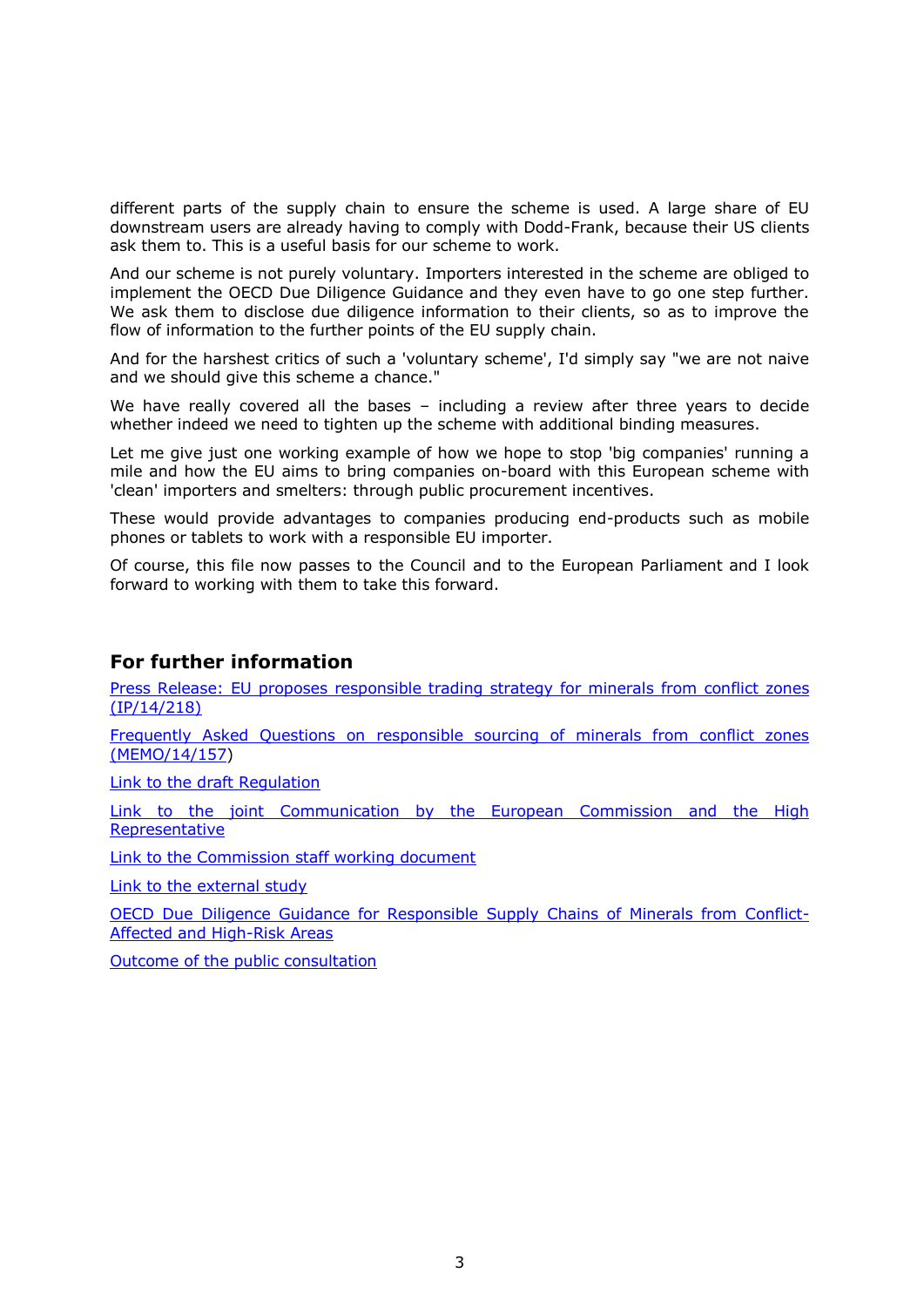different parts of the supply chain to ensure the scheme is used. A large share of EU downstream users are already having to comply with Dodd-Frank, because their US clients ask them to. This is a useful basis for our scheme to work.

And our scheme is not purely voluntary. Importers interested in the scheme are obliged to implement the OECD Due Diligence Guidance and they even have to go one step further. We ask them to disclose due diligence information to their clients, so as to improve the flow of information to the further points of the EU supply chain.

And for the harshest critics of such a 'voluntary scheme', I'd simply say "we are not naive and we should give this scheme a chance."

We have really covered all the bases – including a review after three years to decide whether indeed we need to tighten up the scheme with additional binding measures.

Let me give just one working example of how we hope to stop 'big companies' running a mile and how the EU aims to bring companies on-board with this European scheme with 'clean' importers and smelters: through public procurement incentives.

These would provide advantages to companies producing end-products such as mobile phones or tablets to work with a responsible EU importer.

Of course, this file now passes to the Council and to the European Parliament and I look forward to working with them to take this forward.

## For further information

Press Release: EU proposes responsible trading strategy for minerals from conflict zones (IP/14/218)

Frequently Asked Questions on responsible sourcing of minerals from conflict zones (MEMO/14/157)

Link to the draft Regulation

Link to the joint Communication by the European Commission and the High Representative

Link to the Commission staff working document

Link to the external study

OECD Due Diligence Guidance for Responsible Supply Chains of Minerals from Conflict-Affected and High-Risk Areas

Outcome of the public consultation